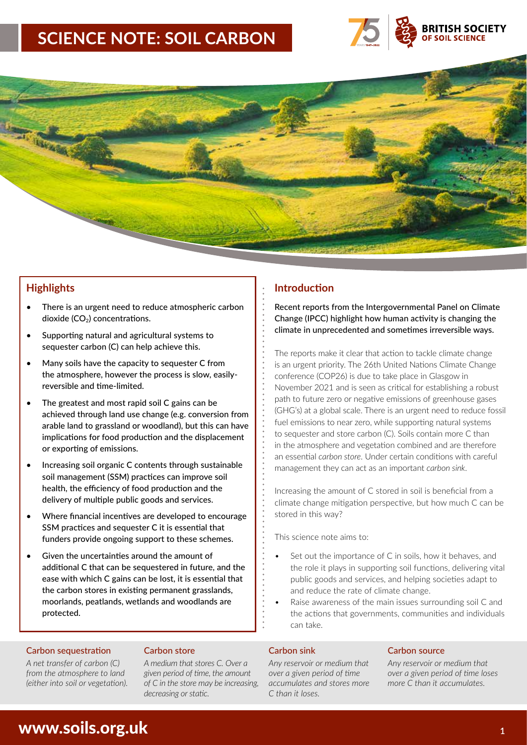# SCIENCE NOTE: SOIL CARBON

## Highlights

- There is an urgent need to reduce atmospheric carbon dioxide ($CO_2$) concentrations.
- Supporting natural and agricultural systems to sequester carbon (C) can help achieve this.
- Many soils have the capacity to sequester C from the atmosphere, however the process is slow, easily-reversible and time-limited.
- The greatest and most rapid soil C gains can be achieved through land use change (e.g. conversion from arable land to grassland or woodland), but this can have implications for food production and the displacement or exporting of emissions.
- Increasing soil organic C contents through sustainable soil management (SSM) practices can improve soil health, the efficiency of food production and the delivery of multiple public goods and services.
- Where financial incentives are developed to encourage SSM practices and sequester C it is essential that funders provide ongoing support to these schemes.
- Given the uncertainties around the amount of additional C that can be sequestered in future, and the ease with which C gains can be lost, it is essential that the carbon stores in existing permanent grasslands, moorlands, peatlands, wetlands and woodlands are protected.

## Introduction

**Recent reports from the Intergovernmental Panel on Climate Change (IPCC) highlight how human activity is changing the climate in unprecedented and sometimes irreversible ways.**

The reports make it clear that action to tackle climate change is an urgent priority. The 26th United Nations Climate Change conference (COP26) is due to take place in Glasgow in November 2021 and is seen as critical for establishing a robust path to future zero or negative emissions of greenhouse gases (GHG's) at a global scale. There is an urgent need to reduce fossil fuel emissions to near zero, while supporting natural systems to sequester and store carbon (C). Soils contain more C than in the atmosphere and vegetation combined and are therefore an essential *carbon store*. Under certain conditions with careful management they can act as an important *carbon sink*.

Increasing the amount of C stored in soil is beneficial from a climate change mitigation perspective, but how much C can be stored in this way?

This science note aims to:

- Set out the importance of C in soils, how it behaves, and the role it plays in supporting soil functions, delivering vital public goods and services, and helping societies adapt to and reduce the rate of climate change.
- Raise awareness of the main issues surrounding soil C and the actions that governments, communities and individuals can take.

**Carbon sequestration**

*A net transfer of carbon (C) from the atmosphere to land (either into soil or vegetation).*

**Carbon store**

*A medium that stores C. Over a given period of time, the amount of C in the store may be increasing, decreasing or static.*

**Carbon sink**

*Any reservoir or medium that over a given period of time accumulates and stores more C than it loses.*

**Carbon source**

*Any reservoir or medium that over a given period of time loses more C than it accumulates.*

www.soils.org.uk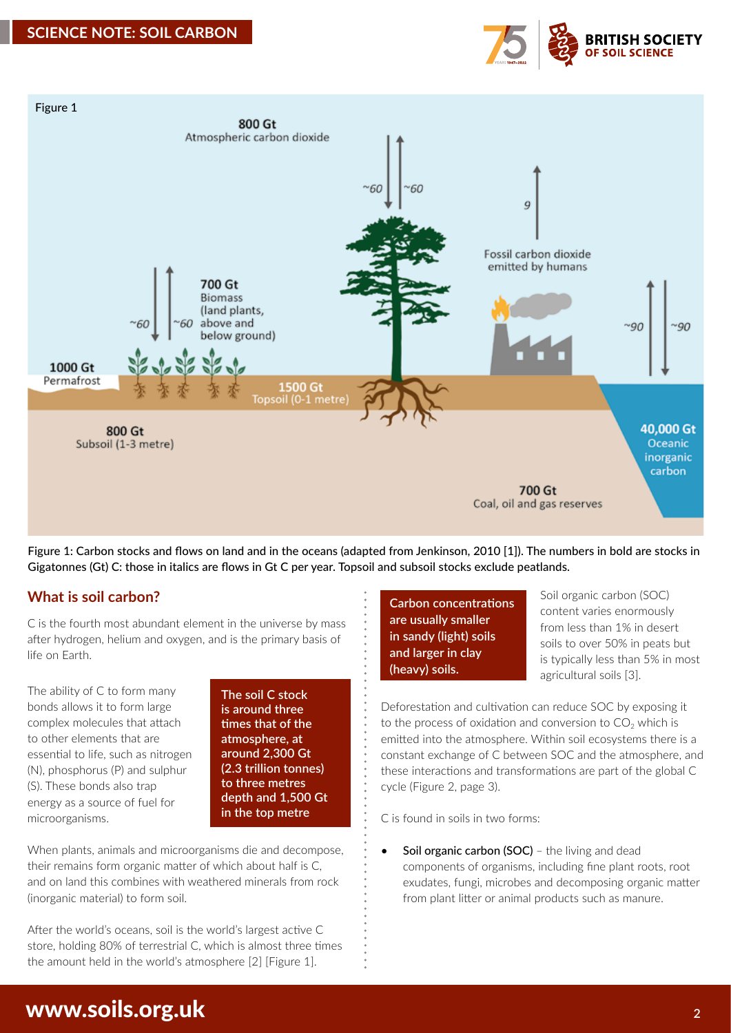Figure 1

800 Gt
Atmospheric carbon dioxide

~60 ~60

9

Fossil carbon dioxide emitted by humans

700 Gt
Biomass (land plants, above and below ground)

~60 ~60

~90 ~90

1000 Gt
Permafrost

1500 Gt
Topsoil (0-1 metre)

800 Gt
Subsoil (1-3 metre)

40,000 Gt
Oceanic inorganic carbon

700 Gt
Coal, oil and gas reserves

**Figure 1: Carbon stocks and flows on land and in the oceans (adapted from Jenkinson, 2010 [1]). The numbers in bold are stocks in Gigatonnes (Gt) C: those in italics are flows in Gt C per year. Topsoil and subsoil stocks exclude peatlands.**

## What is soil carbon?

C is the fourth most abundant element in the universe by mass after hydrogen, helium and oxygen, and is the primary basis of life on Earth.

The ability of C to form many bonds allows it to form large complex molecules that attach to other elements that are essential to life, such as nitrogen (N), phosphorus (P) and sulphur (S). These bonds also trap energy as a source of fuel for microorganisms.

**The soil C stock is around three times that of the atmosphere, at around 2,300 Gt (2.3 trillion tonnes) to three metres depth and 1,500 Gt in the top metre**

When plants, animals and microorganisms die and decompose, their remains form organic matter of which about half is C, and on land this combines with weathered minerals from rock (inorganic material) to form soil.

After the world's oceans, soil is the world's largest active C store, holding 80% of terrestrial C, which is almost three times the amount held in the world's atmosphere [2] [Figure 1].

**Carbon concentrations are usually smaller in sandy (light) soils and larger in clay (heavy) soils.**

Soil organic carbon (SOC) content varies enormously from less than 1% in desert soils to over 50% in peats but is typically less than 5% in most agricultural soils [3].

Deforestation and cultivation can reduce SOC by exposing it to the process of oxidation and conversion to $CO_2$ which is emitted into the atmosphere. Within soil ecosystems there is a constant exchange of C between SOC and the atmosphere, and these interactions and transformations are part of the global C cycle (Figure 2, page 3).

C is found in soils in two forms:

- **Soil organic carbon (SOC)** – the living and dead components of organisms, including fine plant roots, root exudates, fungi, microbes and decomposing organic matter from plant litter or animal products such as manure.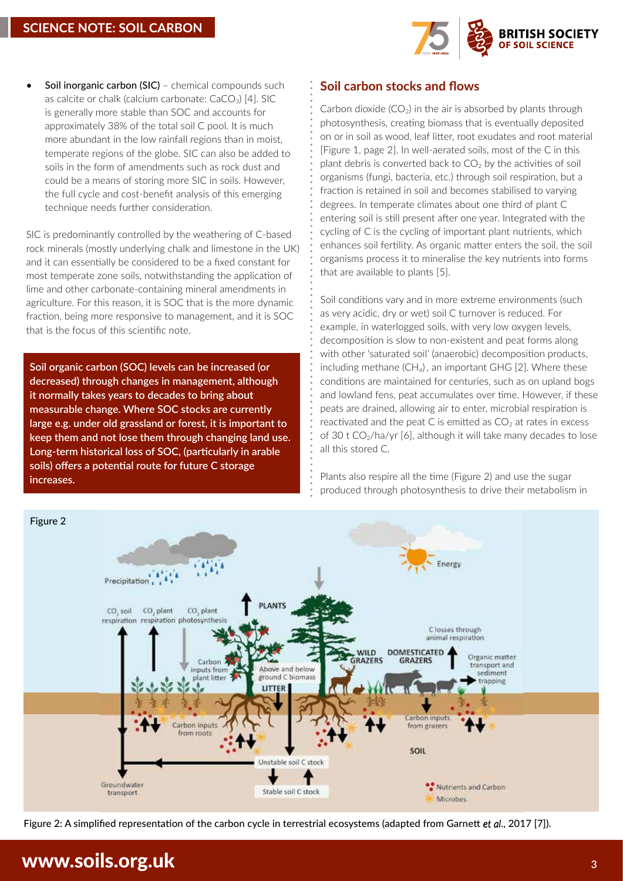- **Soil inorganic carbon (SIC)** – chemical compounds such as calcite or chalk (calcium carbonate: $CaCO_3$) [4]. SIC is generally more stable than SOC and accounts for approximately 38% of the total soil C pool. It is much more abundant in the low rainfall regions than in moist, temperate regions of the globe. SIC can also be added to soils in the form of amendments such as rock dust and could be a means of storing more SIC in soils. However, the full cycle and cost-benefit analysis of this emerging technique needs further consideration.

SIC is predominantly controlled by the weathering of C-based rock minerals (mostly underlying chalk and limestone in the UK) and it can essentially be considered to be a fixed constant for most temperate zone soils, notwithstanding the application of lime and other carbonate-containing mineral amendments in agriculture. For this reason, it is SOC that is the more dynamic fraction, being more responsive to management, and it is SOC that is the focus of this scientific note.

**Soil organic carbon (SOC) levels can be increased (or decreased) through changes in management, although it normally takes years to decades to bring about measurable change. Where SOC stocks are currently large e.g. under old grassland or forest, it is important to keep them and not lose them through changing land use. Long-term historical loss of SOC, (particularly in arable soils) offers a potential route for future C storage increases.**

## Soil carbon stocks and flows

Carbon dioxide ($CO_2$) in the air is absorbed by plants through photosynthesis, creating biomass that is eventually deposited on or in soil as wood, leaf litter, root exudates and root material [Figure 1, page 2]. In well-aerated soils, most of the C in this plant debris is converted back to $CO_2$ by the activities of soil organisms (fungi, bacteria, etc.) through soil respiration, but a fraction is retained in soil and becomes stabilised to varying degrees. In temperate climates about one third of plant C entering soil is still present after one year. Integrated with the cycling of C is the cycling of important plant nutrients, which enhances soil fertility. As organic matter enters the soil, the soil organisms process it to mineralise the key nutrients into forms that are available to plants [5].

Soil conditions vary and in more extreme environments (such as very acidic, dry or wet) soil C turnover is reduced. For example, in waterlogged soils, with very low oxygen levels, decomposition is slow to non-existent and peat forms along with other 'saturated soil' (anaerobic) decomposition products, including methane ($CH_4$), an important GHG [2]. Where these conditions are maintained for centuries, such as on upland bogs and lowland fens, peat accumulates over time. However, if these peats are drained, allowing air to enter, microbial respiration is reactivated and the peat C is emitted as $CO_2$ at rates in excess of 30 t $CO_2$/ha/yr [6], although it will take many decades to lose all this stored C.

Plants also respire all the time (Figure 2) and use the sugar produced through photosynthesis to drive their metabolism in

Figure 2: A simplified representation of the carbon cycle in terrestrial ecosystems (adapted from Garnett *et al.*, 2017 [7]).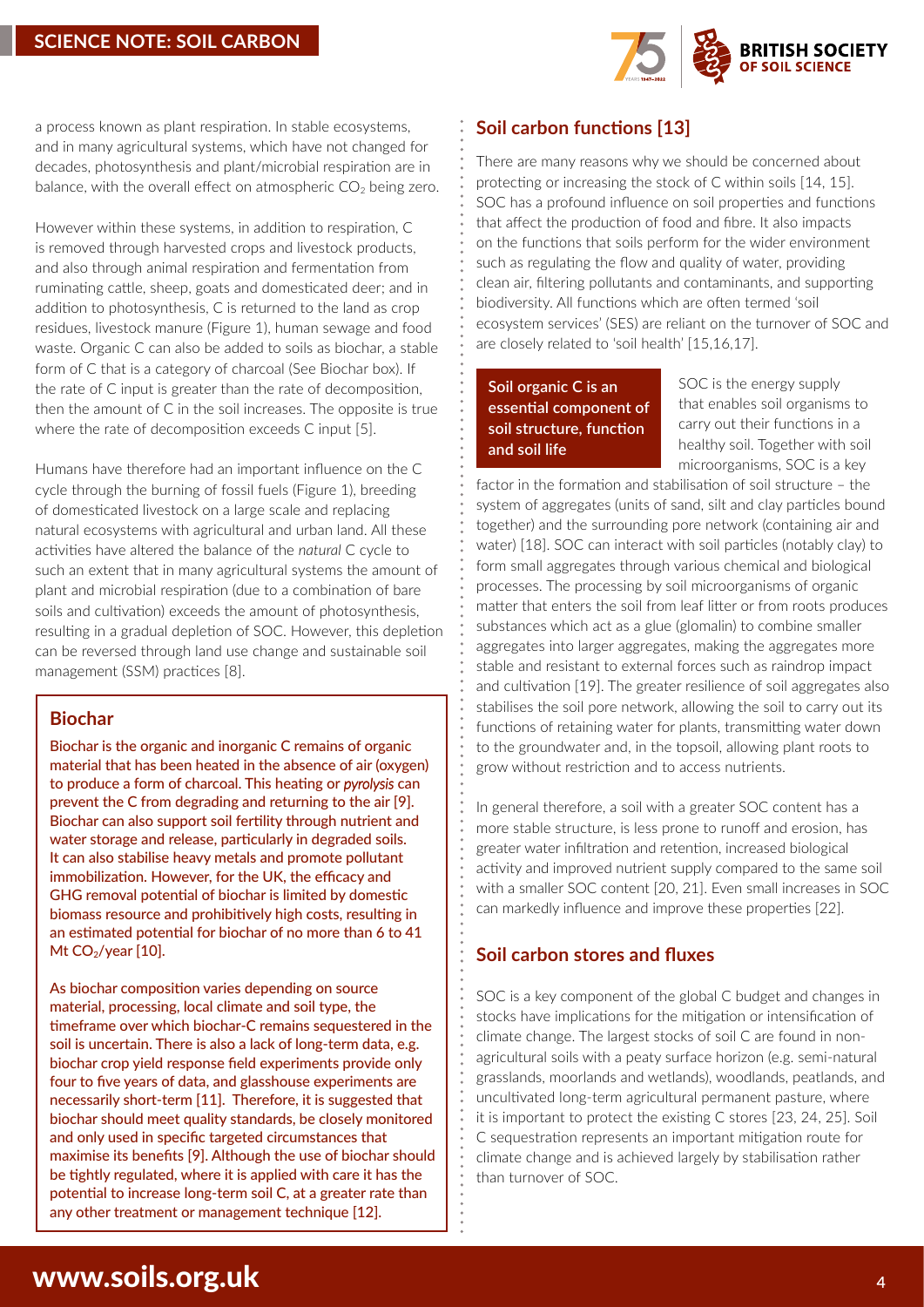a process known as plant respiration. In stable ecosystems, and in many agricultural systems, which have not changed for decades, photosynthesis and plant/microbial respiration are in balance, with the overall effect on atmospheric $CO_2$ being zero.

However within these systems, in addition to respiration, C is removed through harvested crops and livestock products, and also through animal respiration and fermentation from ruminating cattle, sheep, goats and domesticated deer; and in addition to photosynthesis, C is returned to the land as crop residues, livestock manure (Figure 1), human sewage and food waste. Organic C can also be added to soils as biochar, a stable form of C that is a category of charcoal (See Biochar box). If the rate of C input is greater than the rate of decomposition, then the amount of C in the soil increases. The opposite is true where the rate of decomposition exceeds C input [5].

Humans have therefore had an important influence on the C cycle through the burning of fossil fuels (Figure 1), breeding of domesticated livestock on a large scale and replacing natural ecosystems with agricultural and urban land. All these activities have altered the balance of the *natural* C cycle to such an extent that in many agricultural systems the amount of plant and microbial respiration (due to a combination of bare soils and cultivation) exceeds the amount of photosynthesis, resulting in a gradual depletion of SOC. However, this depletion can be reversed through land use change and sustainable soil management (SSM) practices [8].

### Biochar

Biochar is the organic and inorganic C remains of organic material that has been heated in the absence of air (oxygen) to produce a form of charcoal. This heating or *pyrolysis* can prevent the C from degrading and returning to the air [9]. Biochar can also support soil fertility through nutrient and water storage and release, particularly in degraded soils. It can also stabilise heavy metals and promote pollutant immobilization. However, for the UK, the efficacy and GHG removal potential of biochar is limited by domestic biomass resource and prohibitively high costs, resulting in an estimated potential for biochar of no more than 6 to 41 Mt $CO_2$/year [10].

As biochar composition varies depending on source material, processing, local climate and soil type, the timeframe over which biochar-C remains sequestered in the soil is uncertain. There is also a lack of long-term data, e.g. biochar crop yield response field experiments provide only four to five years of data, and glasshouse experiments are necessarily short-term [11]. Therefore, it is suggested that biochar should meet quality standards, be closely monitored and only used in specific targeted circumstances that maximise its benefits [9]. Although the use of biochar should be tightly regulated, where it is applied with care it has the potential to increase long-term soil C, at a greater rate than any other treatment or management technique [12].

## Soil carbon functions [13]

There are many reasons why we should be concerned about protecting or increasing the stock of C within soils [14, 15]. SOC has a profound influence on soil properties and functions that affect the production of food and fibre. It also impacts on the functions that soils perform for the wider environment such as regulating the flow and quality of water, providing clean air, filtering pollutants and contaminants, and supporting biodiversity. All functions which are often termed 'soil ecosystem services' (SES) are reliant on the turnover of SOC and are closely related to 'soil health' [15,16,17].

**Soil organic C is an essential component of soil structure, function and soil life**

SOC is the energy supply that enables soil organisms to carry out their functions in a healthy soil. Together with soil microorganisms, SOC is a key factor in the formation and stabilisation of soil structure – the system of aggregates (units of sand, silt and clay particles bound together) and the surrounding pore network (containing air and water) [18]. SOC can interact with soil particles (notably clay) to form small aggregates through various chemical and biological processes. The processing by soil microorganisms of organic matter that enters the soil from leaf litter or from roots produces substances which act as a glue (glomalin) to combine smaller aggregates into larger aggregates, making the aggregates more stable and resistant to external forces such as raindrop impact and cultivation [19]. The greater resilience of soil aggregates also stabilises the soil pore network, allowing the soil to carry out its functions of retaining water for plants, transmitting water down to the groundwater and, in the topsoil, allowing plant roots to grow without restriction and to access nutrients.

In general therefore, a soil with a greater SOC content has a more stable structure, is less prone to runoff and erosion, has greater water infiltration and retention, increased biological activity and improved nutrient supply compared to the same soil with a smaller SOC content [20, 21]. Even small increases in SOC can markedly influence and improve these properties [22].

## Soil carbon stores and fluxes

SOC is a key component of the global C budget and changes in stocks have implications for the mitigation or intensification of climate change. The largest stocks of soil C are found in non-agricultural soils with a peaty surface horizon (e.g. semi-natural grasslands, moorlands and wetlands), woodlands, peatlands, and uncultivated long-term agricultural permanent pasture, where it is important to protect the existing C stores [23, 24, 25]. Soil C sequestration represents an important mitigation route for climate change and is achieved largely by stabilisation rather than turnover of SOC.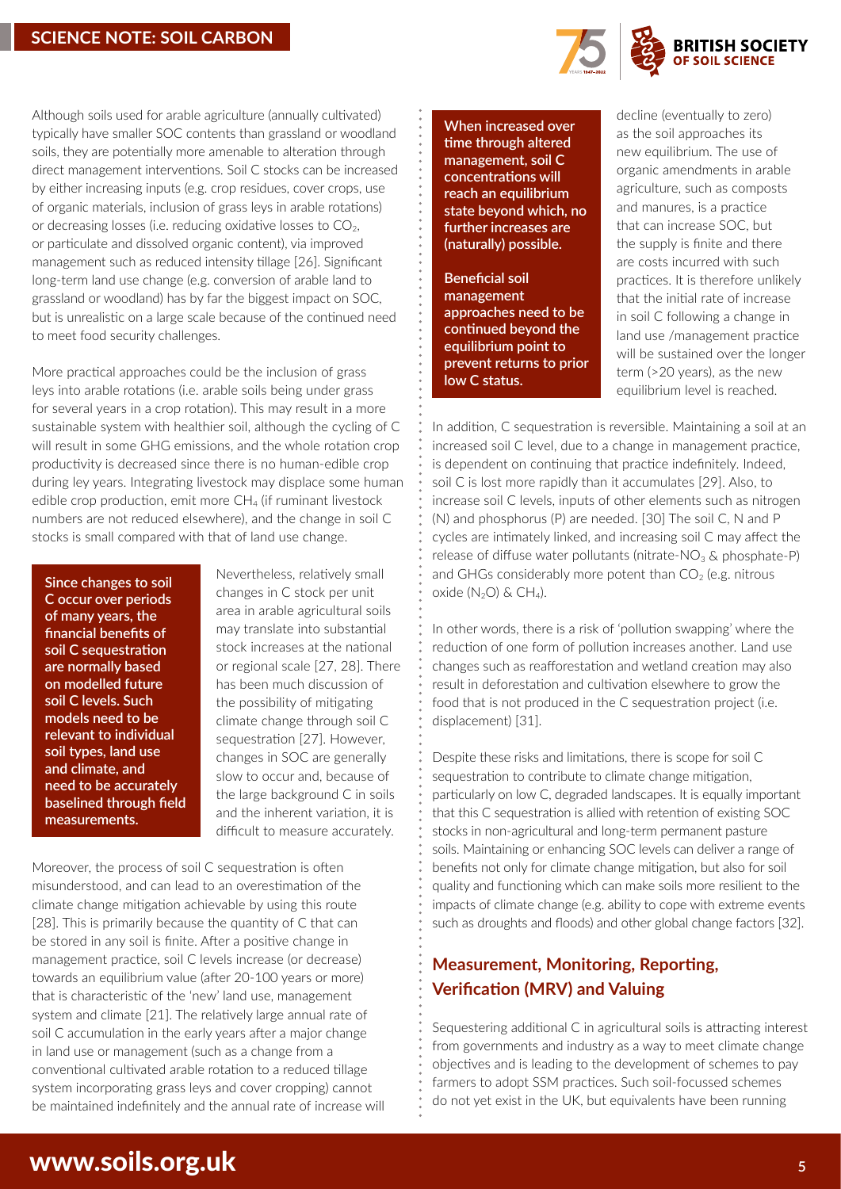Although soils used for arable agriculture (annually cultivated) typically have smaller SOC contents than grassland or woodland soils, they are potentially more amenable to alteration through direct management interventions. Soil C stocks can be increased by either increasing inputs (e.g. crop residues, cover crops, use of organic materials, inclusion of grass leys in arable rotations) or decreasing losses (i.e. reducing oxidative losses to $CO_2$, or particulate and dissolved organic content), via improved management such as reduced intensity tillage [26]. Significant long-term land use change (e.g. conversion of arable land to grassland or woodland) has by far the biggest impact on SOC, but is unrealistic on a large scale because of the continued need to meet food security challenges.

More practical approaches could be the inclusion of grass leys into arable rotations (i.e. arable soils being under grass for several years in a crop rotation). This may result in a more sustainable system with healthier soil, although the cycling of C will result in some GHG emissions, and the whole rotation crop productivity is decreased since there is no human-edible crop during ley years. Integrating livestock may displace some human edible crop production, emit more $CH_4$ (if ruminant livestock numbers are not reduced elsewhere), and the change in soil C stocks is small compared with that of land use change.

**Since changes to soil C occur over periods of many years, the financial benefits of soil C sequestration are normally based on modelled future soil C levels. Such models need to be relevant to individual soil types, land use and climate, and need to be accurately baselined through field measurements.**

Nevertheless, relatively small changes in C stock per unit area in arable agricultural soils may translate into substantial stock increases at the national or regional scale [27, 28]. There has been much discussion of the possibility of mitigating climate change through soil C sequestration [27]. However, changes in SOC are generally slow to occur and, because of the large background C in soils and the inherent variation, it is difficult to measure accurately.

Moreover, the process of soil C sequestration is often misunderstood, and can lead to an overestimation of the climate change mitigation achievable by using this route [28]. This is primarily because the quantity of C that can be stored in any soil is finite. After a positive change in management practice, soil C levels increase (or decrease) towards an equilibrium value (after 20-100 years or more) that is characteristic of the 'new' land use, management system and climate [21]. The relatively large annual rate of soil C accumulation in the early years after a major change in land use or management (such as a change from a conventional cultivated arable rotation to a reduced tillage system incorporating grass leys and cover cropping) cannot be maintained indefinitely and the annual rate of increase will decline (eventually to zero) as the soil approaches its new equilibrium. The use of organic amendments in arable agriculture, such as composts and manures, is a practice that can increase SOC, but the supply is finite and there are costs incurred with such practices. It is therefore unlikely that the initial rate of increase in soil C following a change in land use /management practice will be sustained over the longer term (>20 years), as the new equilibrium level is reached.

**When increased over time through altered management, soil C concentrations will reach an equilibrium state beyond which, no further increases are (naturally) possible.**

**Beneficial soil management approaches need to be continued beyond the equilibrium point to prevent returns to prior low C status.**

In addition, C sequestration is reversible. Maintaining a soil at an increased soil C level, due to a change in management practice, is dependent on continuing that practice indefinitely. Indeed, soil C is lost more rapidly than it accumulates [29]. Also, to increase soil C levels, inputs of other elements such as nitrogen (N) and phosphorus (P) are needed. [30] The soil C, N and P cycles are intimately linked, and increasing soil C may affect the release of diffuse water pollutants (nitrate-$NO_3$ & phosphate-P) and GHGs considerably more potent than $CO_2$ (e.g. nitrous oxide ($N_2O$) & $CH_4$).

In other words, there is a risk of 'pollution swapping' where the reduction of one form of pollution increases another. Land use changes such as reafforestation and wetland creation may also result in deforestation and cultivation elsewhere to grow the food that is not produced in the C sequestration project (i.e. displacement) [31].

Despite these risks and limitations, there is scope for soil C sequestration to contribute to climate change mitigation, particularly on low C, degraded landscapes. It is equally important that this C sequestration is allied with retention of existing SOC stocks in non-agricultural and long-term permanent pasture soils. Maintaining or enhancing SOC levels can deliver a range of benefits not only for climate change mitigation, but also for soil quality and functioning which can make soils more resilient to the impacts of climate change (e.g. ability to cope with extreme events such as droughts and floods) and other global change factors [32].

## Measurement, Monitoring, Reporting, Verification (MRV) and Valuing

Sequestering additional C in agricultural soils is attracting interest from governments and industry as a way to meet climate change objectives and is leading to the development of schemes to pay farmers to adopt SSM practices. Such soil-focussed schemes do not yet exist in the UK, but equivalents have been running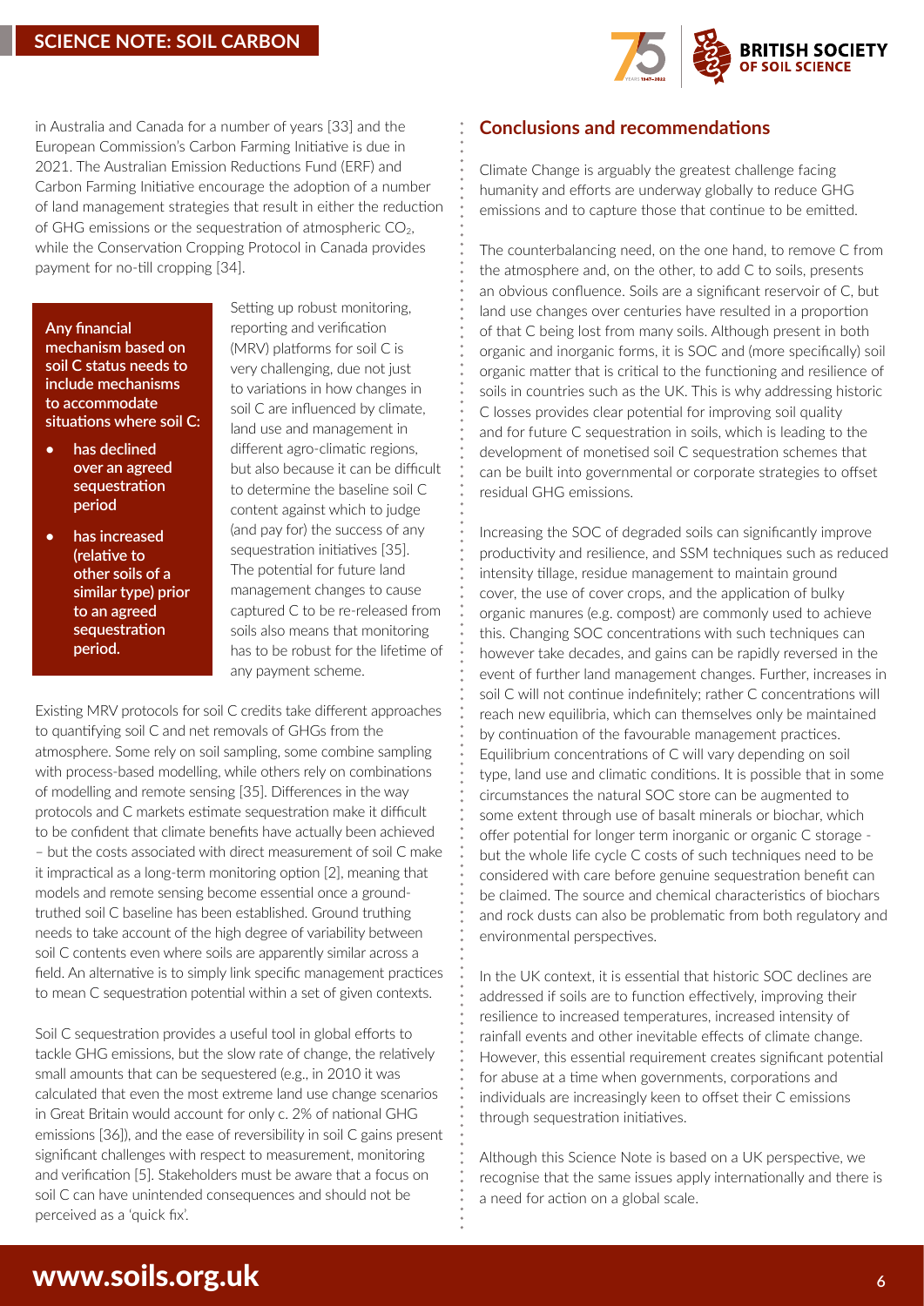in Australia and Canada for a number of years [33] and the European Commission's Carbon Farming Initiative is due in 2021. The Australian Emission Reductions Fund (ERF) and Carbon Farming Initiative encourage the adoption of a number of land management strategies that result in either the reduction of GHG emissions or the sequestration of atmospheric $CO_2$, while the Conservation Cropping Protocol in Canada provides payment for no-till cropping [34].

**Any financial mechanism based on soil C status needs to include mechanisms to accommodate situations where soil C:**

- **has declined over an agreed sequestration period**
- **has increased (relative to other soils of a similar type) prior to an agreed sequestration period.**

Setting up robust monitoring, reporting and verification (MRV) platforms for soil C is very challenging, due not just to variations in how changes in soil C are influenced by climate, land use and management in different agro-climatic regions, but also because it can be difficult to determine the baseline soil C content against which to judge (and pay for) the success of any sequestration initiatives [35]. The potential for future land management changes to cause captured C to be re-released from soils also means that monitoring has to be robust for the lifetime of any payment scheme.

Existing MRV protocols for soil C credits take different approaches to quantifying soil C and net removals of GHGs from the atmosphere. Some rely on soil sampling, some combine sampling with process-based modelling, while others rely on combinations of modelling and remote sensing [35]. Differences in the way protocols and C markets estimate sequestration make it difficult to be confident that climate benefits have actually been achieved – but the costs associated with direct measurement of soil C make it impractical as a long-term monitoring option [2], meaning that models and remote sensing become essential once a ground-truthed soil C baseline has been established. Ground truthing needs to take account of the high degree of variability between soil C contents even where soils are apparently similar across a field. An alternative is to simply link specific management practices to mean C sequestration potential within a set of given contexts.

Soil C sequestration provides a useful tool in global efforts to tackle GHG emissions, but the slow rate of change, the relatively small amounts that can be sequestered (e.g., in 2010 it was calculated that even the most extreme land use change scenarios in Great Britain would account for only c. 2% of national GHG emissions [36]), and the ease of reversibility in soil C gains present significant challenges with respect to measurement, monitoring and verification [5]. Stakeholders must be aware that a focus on soil C can have unintended consequences and should not be perceived as a 'quick fix'.

## Conclusions and recommendations

Climate Change is arguably the greatest challenge facing humanity and efforts are underway globally to reduce GHG emissions and to capture those that continue to be emitted.

The counterbalancing need, on the one hand, to remove C from the atmosphere and, on the other, to add C to soils, presents an obvious confluence. Soils are a significant reservoir of C, but land use changes over centuries have resulted in a proportion of that C being lost from many soils. Although present in both organic and inorganic forms, it is SOC and (more specifically) soil organic matter that is critical to the functioning and resilience of soils in countries such as the UK. This is why addressing historic C losses provides clear potential for improving soil quality and for future C sequestration in soils, which is leading to the development of monetised soil C sequestration schemes that can be built into governmental or corporate strategies to offset residual GHG emissions.

Increasing the SOC of degraded soils can significantly improve productivity and resilience, and SSM techniques such as reduced intensity tillage, residue management to maintain ground cover, the use of cover crops, and the application of bulky organic manures (e.g. compost) are commonly used to achieve this. Changing SOC concentrations with such techniques can however take decades, and gains can be rapidly reversed in the event of further land management changes. Further, increases in soil C will not continue indefinitely; rather C concentrations will reach new equilibria, which can themselves only be maintained by continuation of the favourable management practices. Equilibrium concentrations of C will vary depending on soil type, land use and climatic conditions. It is possible that in some circumstances the natural SOC store can be augmented to some extent through use of basalt minerals or biochar, which offer potential for longer term inorganic or organic C storage - but the whole life cycle C costs of such techniques need to be considered with care before genuine sequestration benefit can be claimed. The source and chemical characteristics of biochars and rock dusts can also be problematic from both regulatory and environmental perspectives.

In the UK context, it is essential that historic SOC declines are addressed if soils are to function effectively, improving their resilience to increased temperatures, increased intensity of rainfall events and other inevitable effects of climate change. However, this essential requirement creates significant potential for abuse at a time when governments, corporations and individuals are increasingly keen to offset their C emissions through sequestration initiatives.

Although this Science Note is based on a UK perspective, we recognise that the same issues apply internationally and there is a need for action on a global scale.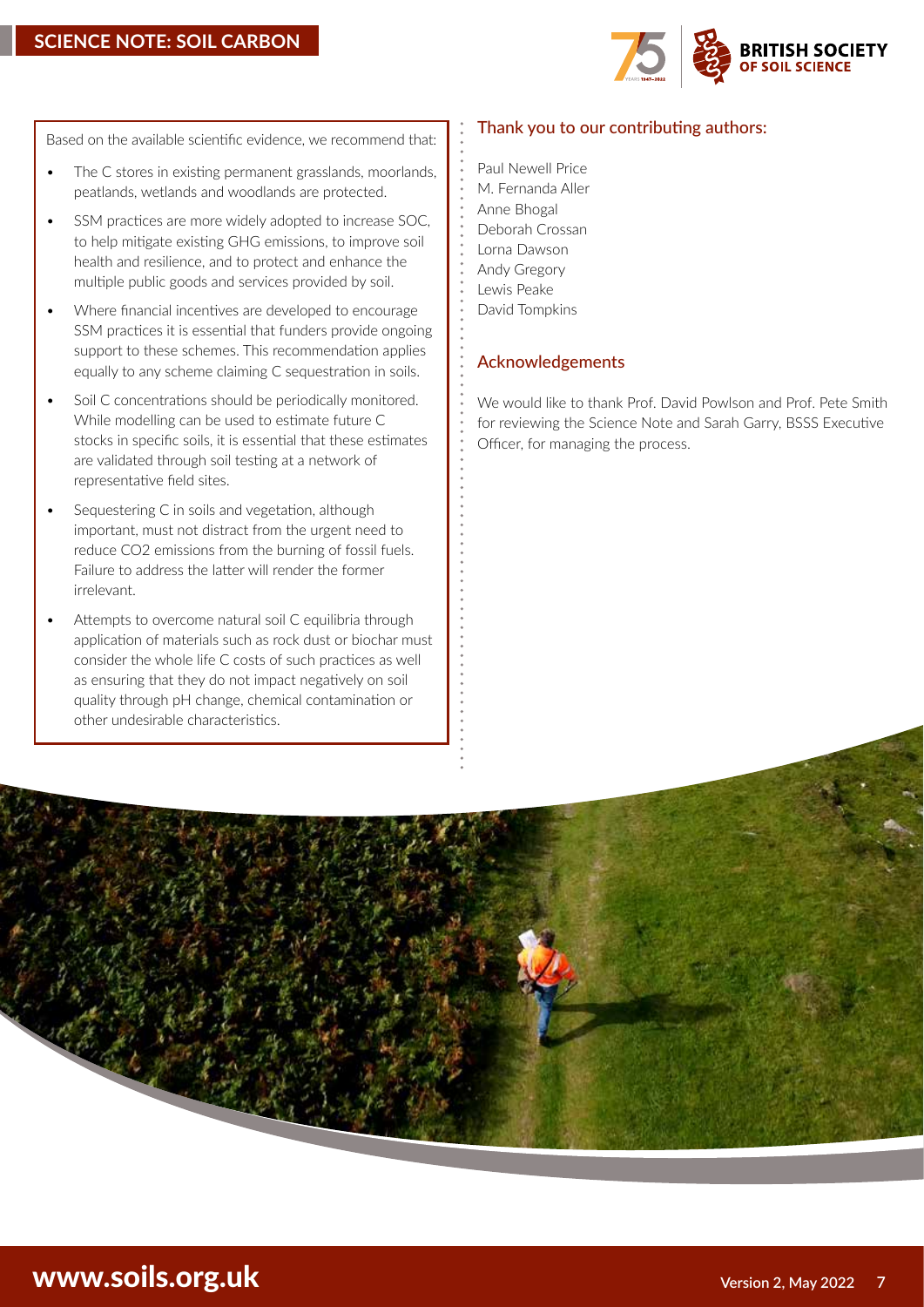Based on the available scientific evidence, we recommend that:

- The C stores in existing permanent grasslands, moorlands, peatlands, wetlands and woodlands are protected.
- SSM practices are more widely adopted to increase SOC, to help mitigate existing GHG emissions, to improve soil health and resilience, and to protect and enhance the multiple public goods and services provided by soil.
- Where financial incentives are developed to encourage SSM practices it is essential that funders provide ongoing support to these schemes. This recommendation applies equally to any scheme claiming C sequestration in soils.
- Soil C concentrations should be periodically monitored. While modelling can be used to estimate future C stocks in specific soils, it is essential that these estimates are validated through soil testing at a network of representative field sites.
- Sequestering C in soils and vegetation, although important, must not distract from the urgent need to reduce CO2 emissions from the burning of fossil fuels. Failure to address the latter will render the former irrelevant.
- Attempts to overcome natural soil C equilibria through application of materials such as rock dust or biochar must consider the whole life C costs of such practices as well as ensuring that they do not impact negatively on soil quality through pH change, chemical contamination or other undesirable characteristics.

## Thank you to our contributing authors:

Paul Newell Price
M. Fernanda Aller
Anne Bhogal
Deborah Crossan
Lorna Dawson
Andy Gregory
Lewis Peake
David Tompkins

## Acknowledgements

We would like to thank Prof. David Powlson and Prof. Pete Smith for reviewing the Science Note and Sarah Garry, BSSS Executive Officer, for managing the process.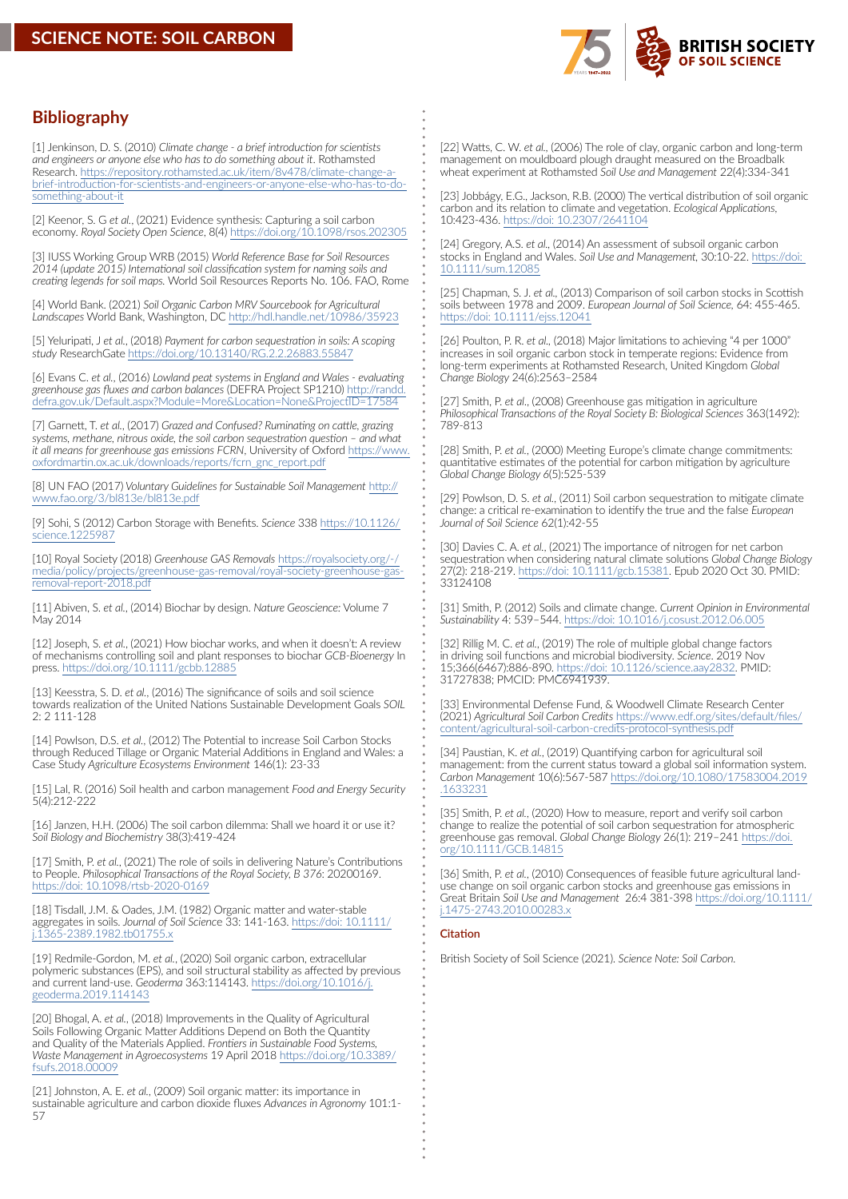## Bibliography

[1] Jenkinson, D. S. (2010) *Climate change - a brief introduction for scientists and engineers or anyone else who has to do something about it*. Rothamsted Research. https://repository.rothamsted.ac.uk/item/8v478/climate-change-a-brief-introduction-for-scientists-and-engineers-or-anyone-else-who-has-to-do-something-about-it

[2] Keenor, S. G *et al.*, (2021) Evidence synthesis: Capturing a soil carbon economy. *Royal Society Open Science*, 8(4) https://doi.org/10.1098/rsos.202305

[3] IUSS Working Group WRB (2015) *World Reference Base for Soil Resources 2014 (update 2015) International soil classification system for naming soils and creating legends for soil maps.* World Soil Resources Reports No. 106. FAO, Rome

[4] World Bank. (2021) *Soil Organic Carbon MRV Sourcebook for Agricultural Landscapes* World Bank, Washington, DC http://hdl.handle.net/10986/35923

[5] Yeluripati, J *et al.*, (2018) *Payment for carbon sequestration in soils: A scoping study* ResearchGate https://doi.org/10.13140/RG.2.2.26883.55847

[6] Evans C. *et al.*, (2016) *Lowland peat systems in England and Wales - evaluating greenhouse gas fluxes and carbon balances* (DEFRA Project SP1210) http://randd.defra.gov.uk/Default.aspx?Module=More&Location=None&ProjectID=17584

[7] Garnett, T. *et al.*, (2017) *Grazed and Confused? Ruminating on cattle, grazing systems, methane, nitrous oxide, the soil carbon sequestration question – and what it all means for greenhouse gas emissions FCRN*, University of Oxford https://www.oxfordmartin.ox.ac.uk/downloads/reports/fcrn_gnc_report.pdf

[8] UN FAO (2017) *Voluntary Guidelines for Sustainable Soil Management* http://www.fao.org/3/bl813e/bl813e.pdf

[9] Sohi, S (2012) Carbon Storage with Benefits. *Science* 338 https://10.1126/science.1225987

[10] Royal Society (2018) *Greenhouse GAS Removals* https://royalsociety.org/-/media/policy/projects/greenhouse-gas-removal/royal-society-greenhouse-gas-removal-report-2018.pdf

[11] Abiven, S. *et al.*, (2014) Biochar by design. *Nature Geoscience*: Volume 7 May 2014

[12] Joseph, S. *et al.*, (2021) How biochar works, and when it doesn't: A review of mechanisms controlling soil and plant responses to biochar *GCB-Bioenergy* In press. https://doi.org/10.1111/gcbb.12885

[13] Keesstra, S. D. *et al.*, (2016) The significance of soils and soil science towards realization of the United Nations Sustainable Development Goals *SOIL* 2: 2 111-128

[14] Powlson, D.S. *et al.*, (2012) The Potential to increase Soil Carbon Stocks through Reduced Tillage or Organic Material Additions in England and Wales: a Case Study *Agriculture Ecosystems Environment* 146(1): 23-33

[15] Lal, R. (2016) Soil health and carbon management *Food and Energy Security* 5(4):212-222

[16] Janzen, H.H. (2006) The soil carbon dilemma: Shall we hoard it or use it? *Soil Biology and Biochemistry* 38(3):419-424

[17] Smith, P. *et al.*, (2021) The role of soils in delivering Nature's Contributions to People. *Philosophical Transactions of the Royal Society, B 376*: 20200169. https://doi: 10.1098/rtsb-2020-0169

[18] Tisdall, J.M. & Oades, J.M. (1982) Organic matter and water-stable aggregates in soils. *Journal of Soil Science* 33: 141-163. https://doi: 10.1111/j.1365-2389.1982.tb01755.x

[19] Redmile-Gordon, M. *et al.*, (2020) Soil organic carbon, extracellular polymeric substances (EPS), and soil structural stability as affected by previous and current land-use. *Geoderma* 363:114143. https://doi.org/10.1016/j.geoderma.2019.114143

[20] Bhogal, A. *et al.*, (2018) Improvements in the Quality of Agricultural Soils Following Organic Matter Additions Depend on Both the Quantity and Quality of the Materials Applied. *Frontiers in Sustainable Food Systems, Waste Management in Agroecosystems* 19 April 2018 https://doi.org/10.3389/fsufs.2018.00009

[21] Johnston, A. E. *et al.*, (2009) Soil organic matter: its importance in sustainable agriculture and carbon dioxide fluxes *Advances in Agronomy* 101:1-57

[22] Watts, C. W. *et al.*, (2006) The role of clay, organic carbon and long-term management on mouldboard plough draught measured on the Broadbalk wheat experiment at Rothamsted *Soil Use and Management* 22(4):334-341

[23] Jobbágy, E.G., Jackson, R.B. (2000) The vertical distribution of soil organic carbon and its relation to climate and vegetation. *Ecological Applications*, 10:423-436. https://doi: 10.2307/2641104

[24] Gregory, A.S. *et al.*, (2014) An assessment of subsoil organic carbon stocks in England and Wales. *Soil Use and Management*, 30:10-22. https://doi: 10.1111/sum.12085

[25] Chapman, S. J. *et al.*, (2013) Comparison of soil carbon stocks in Scottish soils between 1978 and 2009. *European Journal of Soil Science*, 64: 455-465. https://doi: 10.1111/ejss.12041

[26] Poulton, P. R. *et al.*, (2018) Major limitations to achieving "4 per 1000" increases in soil organic carbon stock in temperate regions: Evidence from long-term experiments at Rothamsted Research, United Kingdom *Global Change Biology* 24(6):2563–2584

[27] Smith, P. *et al.*, (2008) Greenhouse gas mitigation in agriculture *Philosophical Transactions of the Royal Society B: Biological Sciences* 363(1492): 789-813

[28] Smith, P. *et al.*, (2000) Meeting Europe's climate change commitments: quantitative estimates of the potential for carbon mitigation by agriculture *Global Change Biology* 6(5):525-539

[29] Powlson, D. S. *et al.*, (2011) Soil carbon sequestration to mitigate climate change: a critical re-examination to identify the true and the false *European Journal of Soil Science* 62(1):42-55

[30] Davies C. A. *et al.*, (2021) The importance of nitrogen for net carbon sequestration when considering natural climate solutions *Global Change Biology* 27(2): 218-219. https://doi: 10.1111/gcb.15381. Epub 2020 Oct 30. PMID: 33124108

[31] Smith, P. (2012) Soils and climate change. *Current Opinion in Environmental Sustainability* 4: 539–544. https://doi: 10.1016/j.cosust.2012.06.005

[32] Rillig M. C. *et al.*, (2019) The role of multiple global change factors in driving soil functions and microbial biodiversity. *Science*. 2019 Nov 15;366(6467):886-890. https://doi: 10.1126/science.aay2832. PMID: 31727838; PMCID: PMC6941939.

[33] Environmental Defense Fund, & Woodwell Climate Research Center (2021) *Agricultural Soil Carbon Credits* https://www.edf.org/sites/default/files/content/agricultural-soil-carbon-credits-protocol-synthesis.pdf

[34] Paustian, K. *et al.*, (2019) Quantifying carbon for agricultural soil management: from the current status toward a global soil information system. *Carbon Management* 10(6):567-587 https://doi.org/10.1080/17583004.2019.1633231

[35] Smith, P. *et al.*, (2020) How to measure, report and verify soil carbon change to realize the potential of soil carbon sequestration for atmospheric greenhouse gas removal. *Global Change Biology* 26(1): 219–241 https://doi.org/10.1111/GCB.14815

[36] Smith, P. *et al.*, (2010) Consequences of feasible future agricultural land-use change on soil organic carbon stocks and greenhouse gas emissions in Great Britain *Soil Use and Management* 26:4 381-398 https://doi.org/10.1111/j.1475-2743.2010.00283.x

### Citation

British Society of Soil Science (2021). *Science Note: Soil Carbon.*